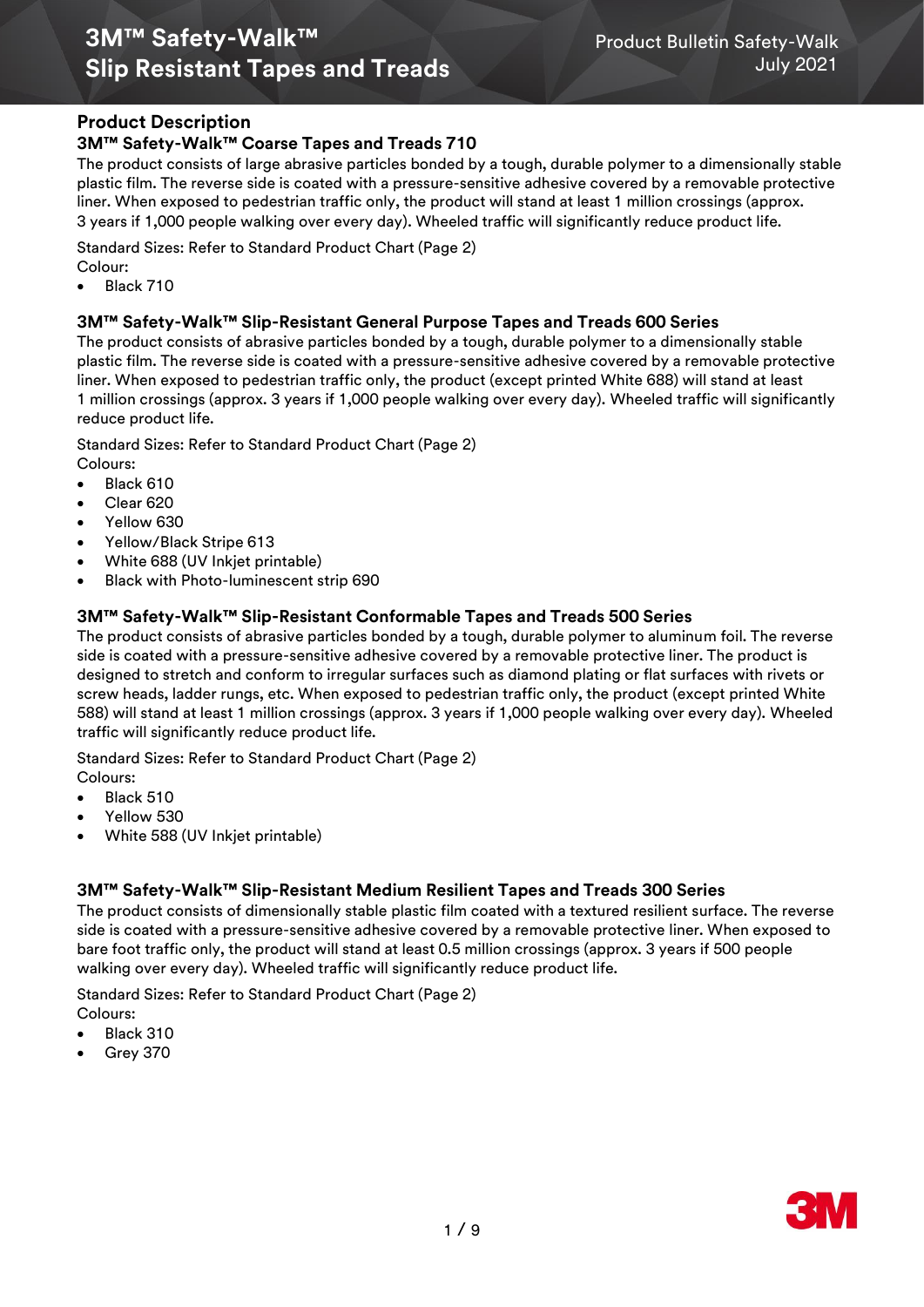# 3M™ Safety-Walk™ Slip Resistant Tapes and Treads

Product Bulletin Safety-Walk
July 2021

## Product Description

### 3M™ Safety-Walk™ Coarse Tapes and Treads 710

The product consists of large abrasive particles bonded by a tough, durable polymer to a dimensionally stable plastic film. The reverse side is coated with a pressure-sensitive adhesive covered by a removable protective liner. When exposed to pedestrian traffic only, the product will stand at least 1 million crossings (approx. 3 years if 1,000 people walking over every day). Wheeled traffic will significantly reduce product life.

Standard Sizes: Refer to Standard Product Chart (Page 2)
Colour:

- Black 710

### 3M™ Safety-Walk™ Slip-Resistant General Purpose Tapes and Treads 600 Series

The product consists of abrasive particles bonded by a tough, durable polymer to a dimensionally stable plastic film. The reverse side is coated with a pressure-sensitive adhesive covered by a removable protective liner. When exposed to pedestrian traffic only, the product (except printed White 688) will stand at least 1 million crossings (approx. 3 years if 1,000 people walking over every day). Wheeled traffic will significantly reduce product life.

Standard Sizes: Refer to Standard Product Chart (Page 2)
Colours:

- Black 610
- Clear 620
- Yellow 630
- Yellow/Black Stripe 613
- White 688 (UV Inkjet printable)
- Black with Photo-luminescent strip 690

### 3M™ Safety-Walk™ Slip-Resistant Conformable Tapes and Treads 500 Series

The product consists of abrasive particles bonded by a tough, durable polymer to aluminum foil. The reverse side is coated with a pressure-sensitive adhesive covered by a removable protective liner. The product is designed to stretch and conform to irregular surfaces such as diamond plating or flat surfaces with rivets or screw heads, ladder rungs, etc. When exposed to pedestrian traffic only, the product (except printed White 588) will stand at least 1 million crossings (approx. 3 years if 1,000 people walking over every day). Wheeled traffic will significantly reduce product life.

Standard Sizes: Refer to Standard Product Chart (Page 2)
Colours:

- Black 510
- Yellow 530
- White 588 (UV Inkjet printable)

### 3M™ Safety-Walk™ Slip-Resistant Medium Resilient Tapes and Treads 300 Series

The product consists of dimensionally stable plastic film coated with a textured resilient surface. The reverse side is coated with a pressure-sensitive adhesive covered by a removable protective liner. When exposed to bare foot traffic only, the product will stand at least 0.5 million crossings (approx. 3 years if 500 people walking over every day). Wheeled traffic will significantly reduce product life.

Standard Sizes: Refer to Standard Product Chart (Page 2)
Colours:

- Black 310
- Grey 370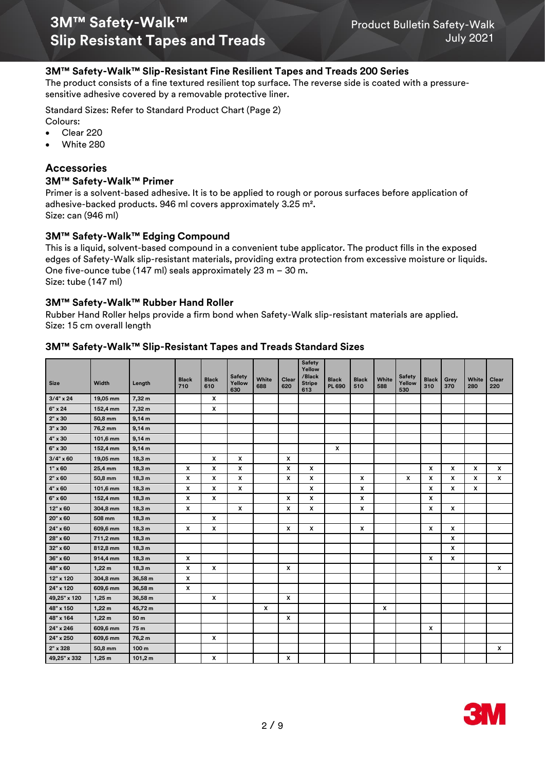### 3M™ Safety-Walk™ Slip-Resistant Fine Resilient Tapes and Treads 200 Series

The product consists of a fine textured resilient top surface. The reverse side is coated with a pressure-sensitive adhesive covered by a removable protective liner.

Standard Sizes: Refer to Standard Product Chart (Page 2)
Colours:

- Clear 220
- White 280

## Accessories

### 3M™ Safety-Walk™ Primer

Primer is a solvent-based adhesive. It is to be applied to rough or porous surfaces before application of adhesive-backed products. 946 ml covers approximately 3.25 m².
Size: can (946 ml)

### 3M™ Safety-Walk™ Edging Compound

This is a liquid, solvent-based compound in a convenient tube applicator. The product fills in the exposed edges of Safety-Walk slip-resistant materials, providing extra protection from excessive moisture or liquids. One five-ounce tube (147 ml) seals approximately 23 m – 30 m.
Size: tube (147 ml)

### 3M™ Safety-Walk™ Rubber Hand Roller

Rubber Hand Roller helps provide a firm bond when Safety-Walk slip-resistant materials are applied.
Size: 15 cm overall length

### 3M™ Safety-Walk™ Slip-Resistant Tapes and Treads Standard Sizes

| Size | Width | Length | Black 710 | Black 610 | Safety Yellow 630 | White 688 | Clear 620 | Safety Yellow /Black Stripe 613 | Black PL 690 | Black 510 | White 588 | Safety Yellow 530 | Black 310 | Grey 370 | White 280 | Clear 220 |
|---|---|---|---|---|---|---|---|---|---|---|---|---|---|---|---|---|
| 3/4" x 24 | 19,05 mm | 7,32 m | | x | | | | | | | | | | | | |
| 6" x 24 | 152,4 mm | 7,32 m | | x | | | | | | | | | | | | |
| 2" x 30 | 50,8 mm | 9,14 m | | | | | | | | | | | | | | |
| 3" x 30 | 76,2 mm | 9,14 m | | | | | | | | | | | | | | |
| 4" x 30 | 101,6 mm | 9,14 m | | | | | | | | | | | | | | |
| 6" x 30 | 152,4 mm | 9,14 m | | | | | | | x | | | | | | | |
| 3/4" x 60 | 19,05 mm | 18,3 m | | x | x | | x | | | | | | | | | |
| 1" x 60 | 25,4 mm | 18,3 m | x | x | x | | x | x | | | | | x | x | x | x |
| 2" x 60 | 50,8 mm | 18,3 m | x | x | x | | x | x | | x | | x | x | x | x | x |
| 4" x 60 | 101,6 mm | 18,3 m | x | x | x | | | x | | x | | | x | x | x | |
| 6" x 60 | 152,4 mm | 18,3 m | x | x | | | x | x | | x | | | x | | | |
| 12" x 60 | 304,8 mm | 18,3 m | x | | x | | x | x | | x | | | x | x | | |
| 20" x 60 | 508 mm | 18,3 m | | x | | | | | | | | | | | | |
| 24" x 60 | 609,6 mm | 18,3 m | x | x | | | x | x | | x | | | x | x | | |
| 28" x 60 | 711,2 mm | 18,3 m | | | | | | | | | | | | x | | |
| 32" x 60 | 812,8 mm | 18,3 m | | | | | | | | | | | | x | | |
| 36" x 60 | 914,4 mm | 18,3 m | x | | | | | | | | | | x | x | | |
| 48" x 60 | 1,22 m | 18,3 m | x | x | | | x | | | | | | | | | x |
| 12" x 120 | 304,8 mm | 36,58 m | x | | | | | | | | | | | | | |
| 24" x 120 | 609,6 mm | 36,58 m | x | | | | | | | | | | | | | |
| 49,25" x 120 | 1,25 m | 36,58 m | | x | | | x | | | | | | | | | |
| 48" x 150 | 1,22 m | 45,72 m | | | | x | | | | | x | | | | | |
| 48" x 164 | 1,22 m | 50 m | | | | | x | | | | | | | | | |
| 24" x 246 | 609,6 mm | 75 m | | | | | | | | | | | x | | | |
| 24" x 250 | 609,6 mm | 76,2 m | | x | | | | | | | | | | | | |
| 2" x 328 | 50,8 mm | 100 m | | | | | | | | | | | | | | x |
| 49,25" x 332 | 1,25 m | 101,2 m | | x | | | x | | | | | | | | | |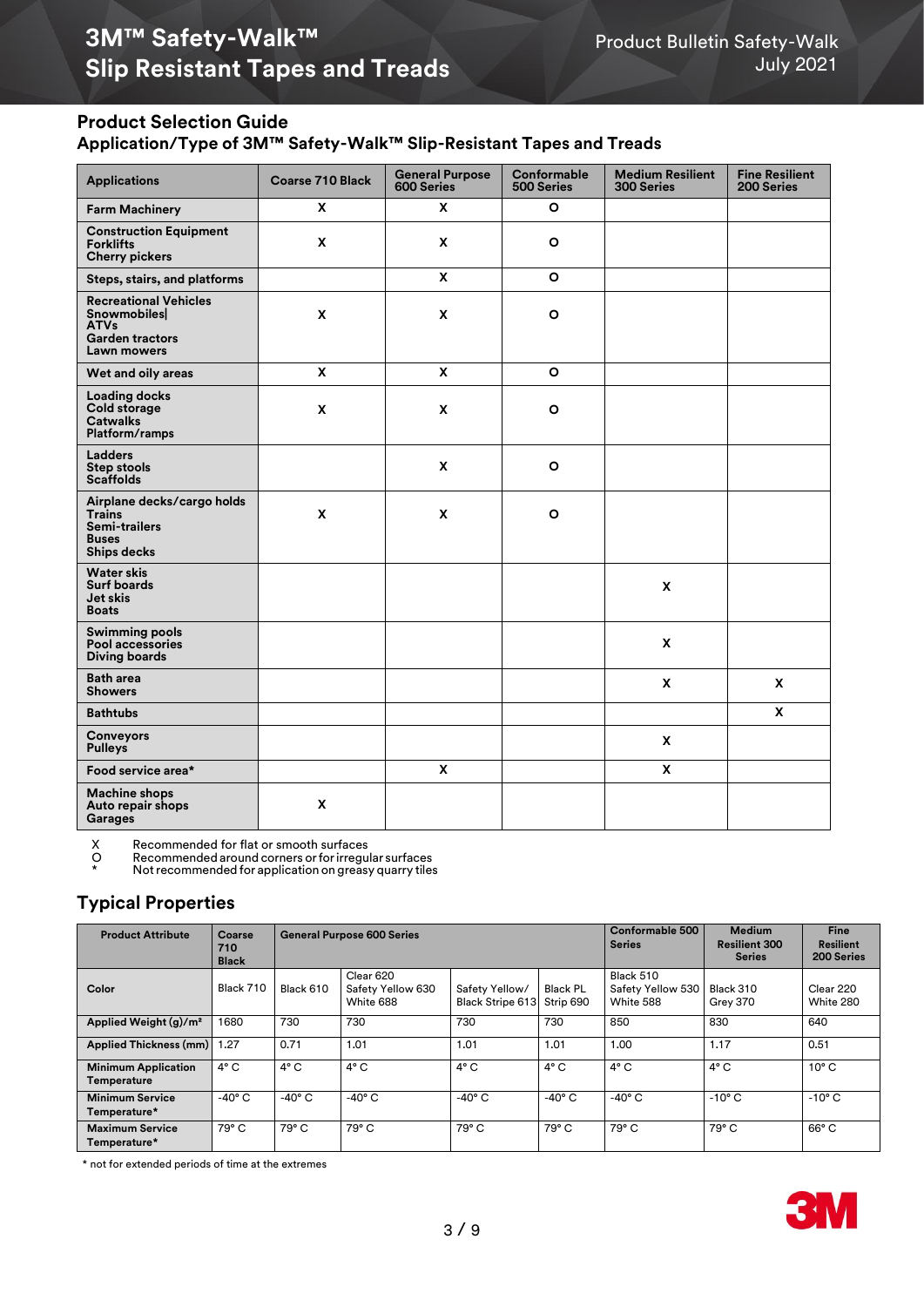## Product Selection Guide

### Application/Type of 3M™ Safety-Walk™ Slip-Resistant Tapes and Treads

| Applications | Coarse 710 Black | General Purpose 600 Series | Conformable 500 Series | Medium Resilient 300 Series | Fine Resilient 200 Series |
|---|---|---|---|---|---|
| Farm Machinery | X | X | O | | |
| Construction Equipment<br>Forklifts<br>Cherry pickers | X | X | O | | |
| Steps, stairs, and platforms | | X | O | | |
| Recreational Vehicles<br>Snowmobiles\|<br>ATVs<br>Garden tractors<br>Lawn mowers | X | X | O | | |
| Wet and oily areas | X | X | O | | |
| Loading docks<br>Cold storage<br>Catwalks<br>Platform/ramps | X | X | O | | |
| Ladders<br>Step stools<br>Scaffolds | | X | O | | |
| Airplane decks/cargo holds<br>Trains<br>Semi-trailers<br>Buses<br>Ships decks | X | X | O | | |
| Water skis<br>Surf boards<br>Jet skis<br>Boats | | | | X | |
| Swimming pools<br>Pool accessories<br>Diving boards | | | | X | |
| Bath area<br>Showers | | | | X | X |
| Bathtubs | | | | | X |
| Conveyors<br>Pulleys | | | | X | |
| Food service area* | | X | | X | |
| Machine shops<br>Auto repair shops<br>Garages | X | | | | |

X Recommended for flat or smooth surfaces
O Recommended around corners or for irregular surfaces
* Not recommended for application on greasy quarry tiles

## Typical Properties

| Product Attribute | Coarse 710 Black | General Purpose 600 Series | | | | Conformable 500 Series | Medium Resilient 300 Series | Fine Resilient 200 Series |
|---|---|---|---|---|---|---|---|---|
| Color | Black 710 | Black 610 | Clear 620<br>Safety Yellow 630<br>White 688 | Safety Yellow/ Black Stripe 613 | Black PL Strip 690 | Black 510<br>Safety Yellow 530<br>White 588 | Black 310<br>Grey 370 | Clear 220<br>White 280 |
| Applied Weight (g)/m² | 1680 | 730 | 730 | 730 | 730 | 850 | 830 | 640 |
| Applied Thickness (mm) | 1.27 | 0.71 | 1.01 | 1.01 | 1.01 | 1.00 | 1.17 | 0.51 |
| Minimum Application Temperature | 4° C | 4° C | 4° C | 4° C | 4° C | 4° C | 4° C | 10° C |
| Minimum Service Temperature* | -40° C | -40° C | -40° C | -40° C | -40° C | -40° C | -10° C | -10° C |
| Maximum Service Temperature* | 79° C | 79° C | 79° C | 79° C | 79° C | 79° C | 79° C | 66° C |

* not for extended periods of time at the extremes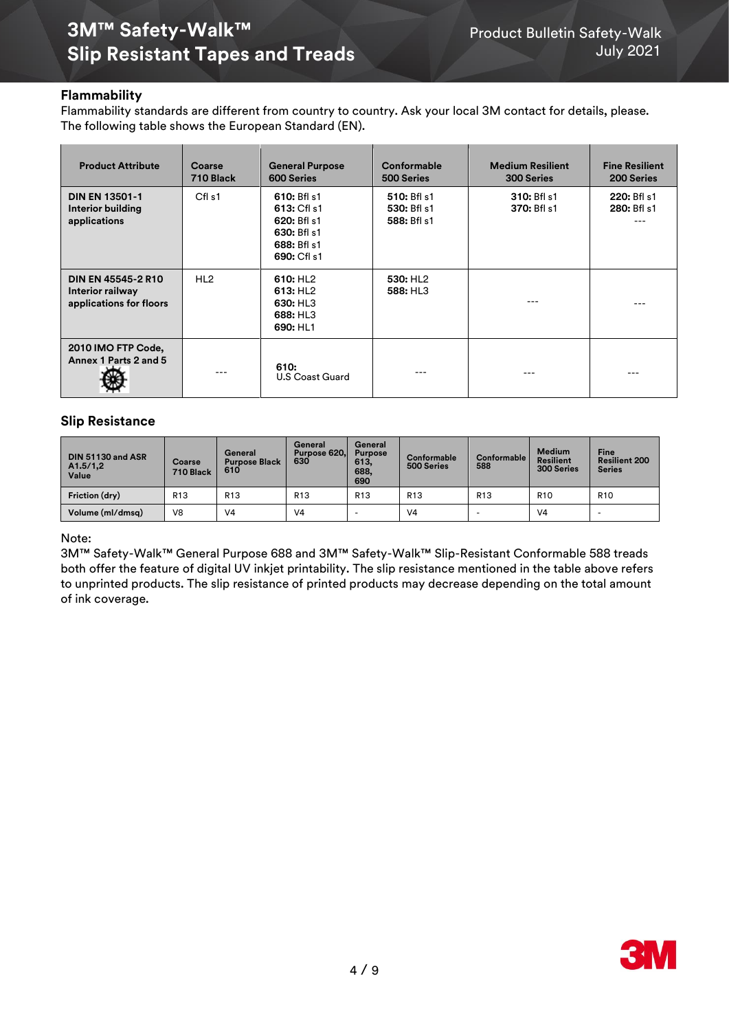## Flammability

Flammability standards are different from country to country. Ask your local 3M contact for details, please. The following table shows the European Standard (EN).

| Product Attribute | Coarse 710 Black | General Purpose 600 Series | Conformable 500 Series | Medium Resilient 300 Series | Fine Resilient 200 Series |
|---|---|---|---|---|---|
| **DIN EN 13501-1 Interior building applications** | Cfl s1 | **610:** Bfl s1<br>**613:** Cfl s1<br>**620:** Bfl s1<br>**630:** Bfl s1<br>**688:** Bfl s1<br>**690:** Cfl s1 | **510:** Bfl s1<br>**530:** Bfl s1<br>**588:** Bfl s1 | **310:** Bfl s1<br>**370:** Bfl s1 | **220:** Bfl s1<br>**280:** Bfl s1<br>--- |
| **DIN EN 45545-2 R10 Interior railway applications for floors** | HL2 | **610:** HL2<br>**613:** HL2<br>**630:** HL3<br>**688:** HL3<br>**690:** HL1 | **530:** HL2<br>**588:** HL3 | --- | --- |
| **2010 IMO FTP Code, Annex 1 Parts 2 and 5** | --- | **610:**<br>U.S Coast Guard | --- | --- | --- |

## Slip Resistance

| DIN 51130 and ASR A1.5/1,2 Value | Coarse 710 Black | General Purpose Black 610 | General Purpose 620, 630 | General Purpose 613, 688, 690 | Conformable 500 Series | Conformable 588 | Medium Resilient 300 Series | Fine Resilient 200 Series |
|---|---|---|---|---|---|---|---|---|
| **Friction (dry)** | R13 | R13 | R13 | R13 | R13 | R13 | R10 | R10 |
| **Volume (ml/dmsq)** | V8 | V4 | V4 | - | V4 | - | V4 | - |

Note:
3M™ Safety-Walk™ General Purpose 688 and 3M™ Safety-Walk™ Slip-Resistant Conformable 588 treads both offer the feature of digital UV inkjet printability. The slip resistance mentioned in the table above refers to unprinted products. The slip resistance of printed products may decrease depending on the total amount of ink coverage.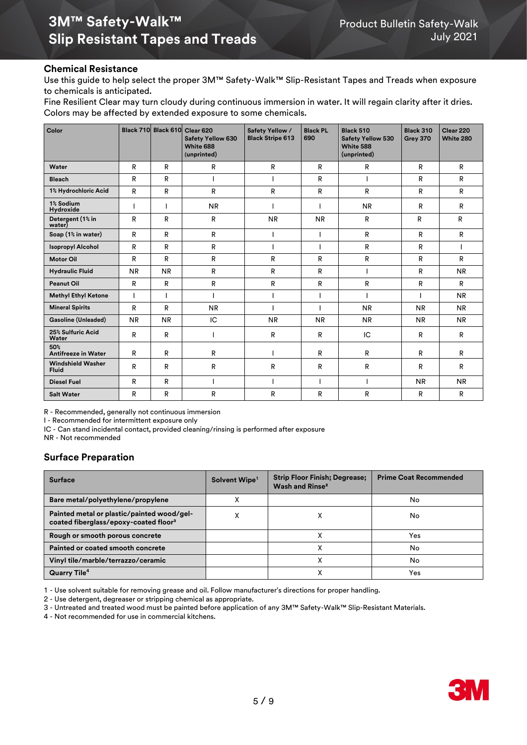## Chemical Resistance

Use this guide to help select the proper 3M™ Safety-Walk™ Slip-Resistant Tapes and Treads when exposure to chemicals is anticipated.

Fine Resilient Clear may turn cloudy during continuous immersion in water. It will regain clarity after it dries. Colors may be affected by extended exposure to some chemicals.

| Color | Black 710 | Black 610 | Clear 620 Safety Yellow 630 White 688 (unprinted) | Safety Yellow / Black Stripe 613 | Black PL 690 | Black 510 Safety Yellow 530 White 588 (unprinted) | Black 310 Grey 370 | Clear 220 White 280 |
|---|---|---|---|---|---|---|---|---|
| Water | R | R | R | R | R | R | R | R |
| Bleach | R | R | I | I | R | I | R | R |
| 1% Hydrochloric Acid | R | R | R | R | R | R | R | R |
| 1% Sodium Hydroxide | I | I | NR | I | I | NR | R | R |
| Detergent (1% in water) | R | R | R | NR | NR | R | R | R |
| Soap (1% in water) | R | R | R | I | I | R | R | R |
| Isopropyl Alcohol | R | R | R | I | I | R | R | I |
| Motor Oil | R | R | R | R | R | R | R | R |
| Hydraulic Fluid | NR | NR | R | R | R | I | R | NR |
| Peanut Oil | R | R | R | R | R | R | R | R |
| Methyl Ethyl Ketone | I | I | I | I | I | I | I | NR |
| Mineral Spirits | R | R | NR | I | I | NR | NR | NR |
| Gasoline (Unleaded) | NR | NR | IC | NR | NR | NR | NR | NR |
| 25% Sulfuric Acid Water | R | R | I | R | R | IC | R | R |
| 50% Antifreeze in Water | R | R | R | I | R | R | R | R |
| Windshield Washer Fluid | R | R | R | R | R | R | R | R |
| Diesel Fuel | R | R | I | I | I | I | NR | NR |
| Salt Water | R | R | R | R | R | R | R | R |

R - Recommended, generally not continuous immersion
I - Recommended for intermittent exposure only
IC - Can stand incidental contact, provided cleaning/rinsing is performed after exposure
NR - Not recommended

## Surface Preparation

| Surface | Solvent Wipe[1] | Strip Floor Finish; Degrease; Wash and Rinse[2] | Prime Coat Recommended |
|---|---|---|---|
| Bare metal/polyethylene/propylene | X | | No |
| Painted metal or plastic/painted wood/gel-coated fiberglass/epoxy-coated floor[3] | X | X | No |
| Rough or smooth porous concrete | | X | Yes |
| Painted or coated smooth concrete | | X | No |
| Vinyl tile/marble/terrazzo/ceramic | | X | No |
| Quarry Tile[4] | | X | Yes |

1 - Use solvent suitable for removing grease and oil. Follow manufacturer's directions for proper handling.
2 - Use detergent, degreaser or stripping chemical as appropriate.
3 - Untreated and treated wood must be painted before application of any 3M™ Safety-Walk™ Slip-Resistant Materials.
4 - Not recommended for use in commercial kitchens.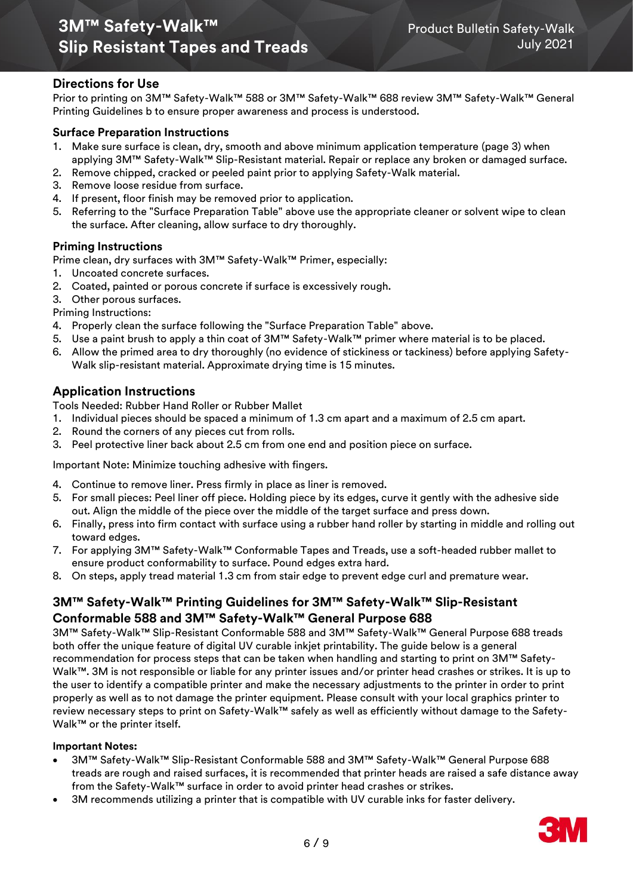## Directions for Use

Prior to printing on 3M™ Safety-Walk™ 588 or 3M™ Safety-Walk™ 688 review 3M™ Safety-Walk™ General Printing Guidelines b to ensure proper awareness and process is understood.

### Surface Preparation Instructions

1. Make sure surface is clean, dry, smooth and above minimum application temperature (page 3) when applying 3M™ Safety-Walk™ Slip-Resistant material. Repair or replace any broken or damaged surface.
2. Remove chipped, cracked or peeled paint prior to applying Safety-Walk material.
3. Remove loose residue from surface.
4. If present, floor finish may be removed prior to application.
5. Referring to the "Surface Preparation Table" above use the appropriate cleaner or solvent wipe to clean the surface. After cleaning, allow surface to dry thoroughly.

### Priming Instructions

Prime clean, dry surfaces with 3M™ Safety-Walk™ Primer, especially:

1. Uncoated concrete surfaces.
2. Coated, painted or porous concrete if surface is excessively rough.
3. Other porous surfaces.

Priming Instructions:

4. Properly clean the surface following the "Surface Preparation Table" above.
5. Use a paint brush to apply a thin coat of 3M™ Safety-Walk™ primer where material is to be placed.
6. Allow the primed area to dry thoroughly (no evidence of stickiness or tackiness) before applying Safety-Walk slip-resistant material. Approximate drying time is 15 minutes.

## Application Instructions

Tools Needed: Rubber Hand Roller or Rubber Mallet

1. Individual pieces should be spaced a minimum of 1.3 cm apart and a maximum of 2.5 cm apart.
2. Round the corners of any pieces cut from rolls.
3. Peel protective liner back about 2.5 cm from one end and position piece on surface.

Important Note: Minimize touching adhesive with fingers.

4. Continue to remove liner. Press firmly in place as liner is removed.
5. For small pieces: Peel liner off piece. Holding piece by its edges, curve it gently with the adhesive side out. Align the middle of the piece over the middle of the target surface and press down.
6. Finally, press into firm contact with surface using a rubber hand roller by starting in middle and rolling out toward edges.
7. For applying 3M™ Safety-Walk™ Conformable Tapes and Treads, use a soft-headed rubber mallet to ensure product conformability to surface. Pound edges extra hard.
8. On steps, apply tread material 1.3 cm from stair edge to prevent edge curl and premature wear.

## 3M™ Safety-Walk™ Printing Guidelines for 3M™ Safety-Walk™ Slip-Resistant Conformable 588 and 3M™ Safety-Walk™ General Purpose 688

3M™ Safety-Walk™ Slip-Resistant Conformable 588 and 3M™ Safety-Walk™ General Purpose 688 treads both offer the unique feature of digital UV curable inkjet printability. The guide below is a general recommendation for process steps that can be taken when handling and starting to print on 3M™ Safety-Walk™. 3M is not responsible or liable for any printer issues and/or printer head crashes or strikes. It is up to the user to identify a compatible printer and make the necessary adjustments to the printer in order to print properly as well as to not damage the printer equipment. Please consult with your local graphics printer to review necessary steps to print on Safety-Walk™ safely as well as efficiently without damage to the Safety-Walk™ or the printer itself.

**Important Notes:**

- 3M™ Safety-Walk™ Slip-Resistant Conformable 588 and 3M™ Safety-Walk™ General Purpose 688 treads are rough and raised surfaces, it is recommended that printer heads are raised a safe distance away from the Safety-Walk™ surface in order to avoid printer head crashes or strikes.
- 3M recommends utilizing a printer that is compatible with UV curable inks for faster delivery.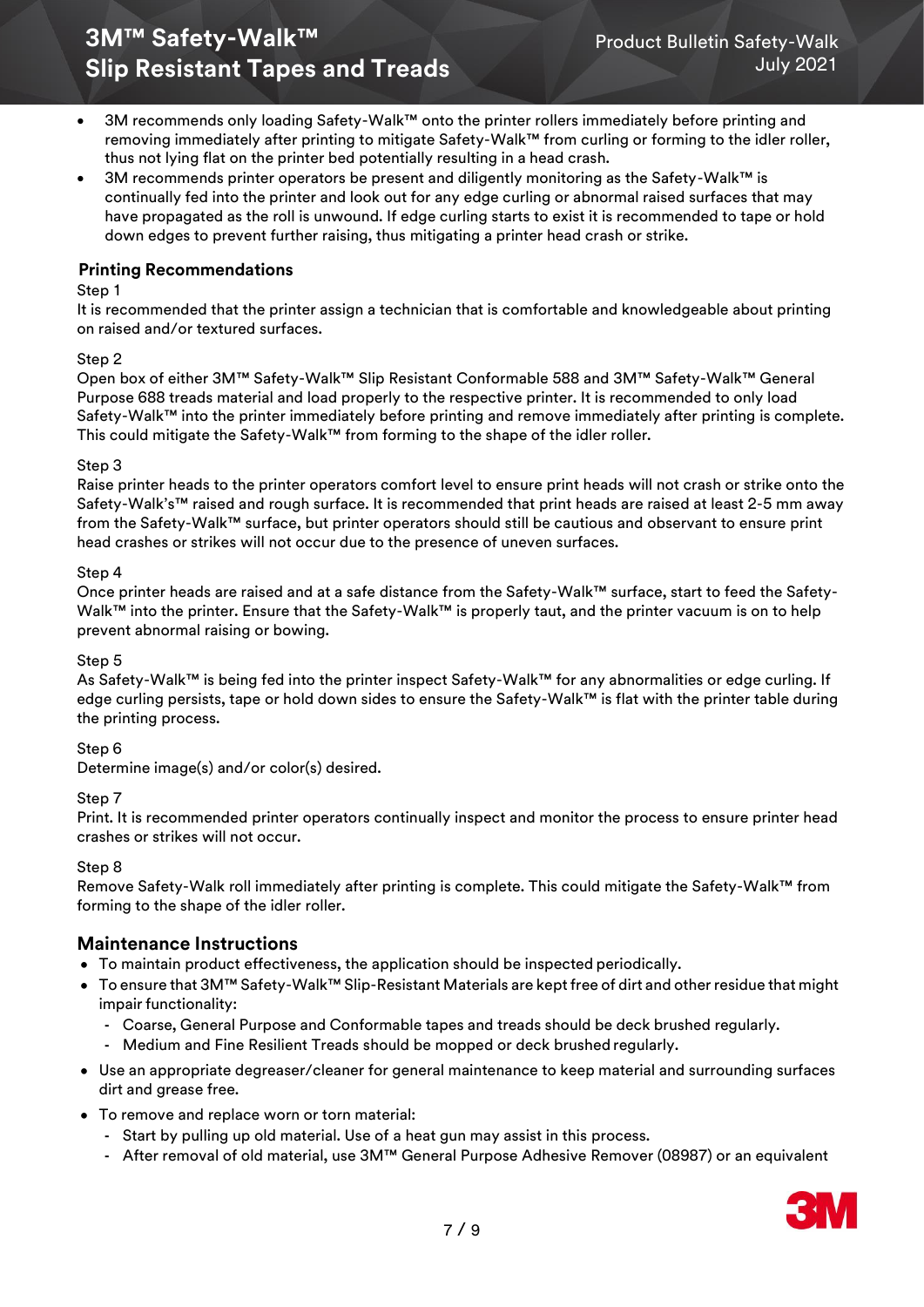- 3M recommends only loading Safety-Walk™ onto the printer rollers immediately before printing and removing immediately after printing to mitigate Safety-Walk™ from curling or forming to the idler roller, thus not lying flat on the printer bed potentially resulting in a head crash.
- 3M recommends printer operators be present and diligently monitoring as the Safety-Walk™ is continually fed into the printer and look out for any edge curling or abnormal raised surfaces that may have propagated as the roll is unwound. If edge curling starts to exist it is recommended to tape or hold down edges to prevent further raising, thus mitigating a printer head crash or strike.

### Printing Recommendations

Step 1
It is recommended that the printer assign a technician that is comfortable and knowledgeable about printing on raised and/or textured surfaces.

Step 2
Open box of either 3M™ Safety-Walk™ Slip Resistant Conformable 588 and 3M™ Safety-Walk™ General Purpose 688 treads material and load properly to the respective printer. It is recommended to only load Safety-Walk™ into the printer immediately before printing and remove immediately after printing is complete. This could mitigate the Safety-Walk™ from forming to the shape of the idler roller.

Step 3
Raise printer heads to the printer operators comfort level to ensure print heads will not crash or strike onto the Safety-Walk's™ raised and rough surface. It is recommended that print heads are raised at least 2-5 mm away from the Safety-Walk™ surface, but printer operators should still be cautious and observant to ensure print head crashes or strikes will not occur due to the presence of uneven surfaces.

Step 4
Once printer heads are raised and at a safe distance from the Safety-Walk™ surface, start to feed the Safety-Walk™ into the printer. Ensure that the Safety-Walk™ is properly taut, and the printer vacuum is on to help prevent abnormal raising or bowing.

Step 5
As Safety-Walk™ is being fed into the printer inspect Safety-Walk™ for any abnormalities or edge curling. If edge curling persists, tape or hold down sides to ensure the Safety-Walk™ is flat with the printer table during the printing process.

Step 6
Determine image(s) and/or color(s) desired.

Step 7
Print. It is recommended printer operators continually inspect and monitor the process to ensure printer head crashes or strikes will not occur.

Step 8
Remove Safety-Walk roll immediately after printing is complete. This could mitigate the Safety-Walk™ from forming to the shape of the idler roller.

## Maintenance Instructions

- To maintain product effectiveness, the application should be inspected periodically.
- To ensure that 3M™ Safety-Walk™ Slip-Resistant Materials are kept free of dirt and other residue that might impair functionality:
  - Coarse, General Purpose and Conformable tapes and treads should be deck brushed regularly.
  - Medium and Fine Resilient Treads should be mopped or deck brushed regularly.
- Use an appropriate degreaser/cleaner for general maintenance to keep material and surrounding surfaces dirt and grease free.
- To remove and replace worn or torn material:
  - Start by pulling up old material. Use of a heat gun may assist in this process.
  - After removal of old material, use 3M™ General Purpose Adhesive Remover (08987) or an equivalent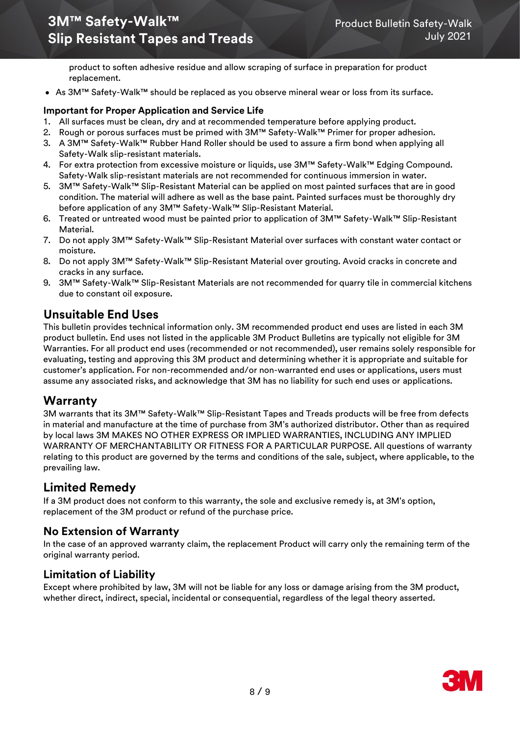product to soften adhesive residue and allow scraping of surface in preparation for product replacement.

- As 3M™ Safety-Walk™ should be replaced as you observe mineral wear or loss from its surface.

**Important for Proper Application and Service Life**

1. All surfaces must be clean, dry and at recommended temperature before applying product.
2. Rough or porous surfaces must be primed with 3M™ Safety-Walk™ Primer for proper adhesion.
3. A 3M™ Safety-Walk™ Rubber Hand Roller should be used to assure a firm bond when applying all Safety-Walk slip-resistant materials.
4. For extra protection from excessive moisture or liquids, use 3M™ Safety-Walk™ Edging Compound. Safety-Walk slip-resistant materials are not recommended for continuous immersion in water.
5. 3M™ Safety-Walk™ Slip-Resistant Material can be applied on most painted surfaces that are in good condition. The material will adhere as well as the base paint. Painted surfaces must be thoroughly dry before application of any 3M™ Safety-Walk™ Slip-Resistant Material.
6. Treated or untreated wood must be painted prior to application of 3M™ Safety-Walk™ Slip-Resistant Material.
7. Do not apply 3M™ Safety-Walk™ Slip-Resistant Material over surfaces with constant water contact or moisture.
8. Do not apply 3M™ Safety-Walk™ Slip-Resistant Material over grouting. Avoid cracks in concrete and cracks in any surface.
9. 3M™ Safety-Walk™ Slip-Resistant Materials are not recommended for quarry tile in commercial kitchens due to constant oil exposure.

## Unsuitable End Uses

This bulletin provides technical information only. 3M recommended product end uses are listed in each 3M product bulletin. End uses not listed in the applicable 3M Product Bulletins are typically not eligible for 3M Warranties. For all product end uses (recommended or not recommended), user remains solely responsible for evaluating, testing and approving this 3M product and determining whether it is appropriate and suitable for customer's application. For non-recommended and/or non-warranted end uses or applications, users must assume any associated risks, and acknowledge that 3M has no liability for such end uses or applications.

## Warranty

3M warrants that its 3M™ Safety-Walk™ Slip-Resistant Tapes and Treads products will be free from defects in material and manufacture at the time of purchase from 3M's authorized distributor. Other than as required by local laws 3M MAKES NO OTHER EXPRESS OR IMPLIED WARRANTIES, INCLUDING ANY IMPLIED WARRANTY OF MERCHANTABILITY OR FITNESS FOR A PARTICULAR PURPOSE. All questions of warranty relating to this product are governed by the terms and conditions of the sale, subject, where applicable, to the prevailing law.

## Limited Remedy

If a 3M product does not conform to this warranty, the sole and exclusive remedy is, at 3M's option, replacement of the 3M product or refund of the purchase price.

### No Extension of Warranty

In the case of an approved warranty claim, the replacement Product will carry only the remaining term of the original warranty period.

### Limitation of Liability

Except where prohibited by law, 3M will not be liable for any loss or damage arising from the 3M product, whether direct, indirect, special, incidental or consequential, regardless of the legal theory asserted.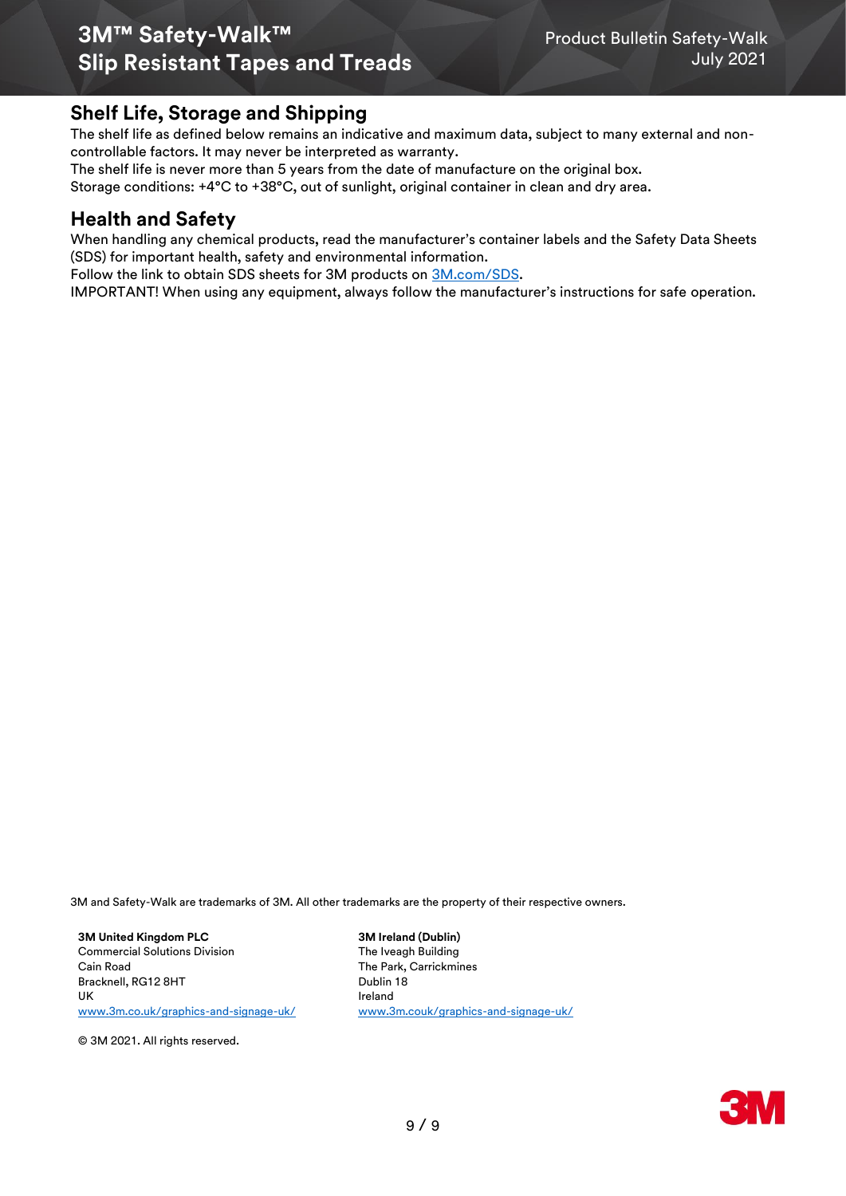## Shelf Life, Storage and Shipping

The shelf life as defined below remains an indicative and maximum data, subject to many external and non-controllable factors. It may never be interpreted as warranty.
The shelf life is never more than 5 years from the date of manufacture on the original box.
Storage conditions: +4°C to +38°C, out of sunlight, original container in clean and dry area.

## Health and Safety

When handling any chemical products, read the manufacturer's container labels and the Safety Data Sheets (SDS) for important health, safety and environmental information.
Follow the link to obtain SDS sheets for 3M products on 3M.com/SDS.
IMPORTANT! When using any equipment, always follow the manufacturer's instructions for safe operation.

3M and Safety-Walk are trademarks of 3M. All other trademarks are the property of their respective owners.

**3M United Kingdom PLC**
Commercial Solutions Division
Cain Road
Bracknell, RG12 8HT
UK
www.3m.co.uk/graphics-and-signage-uk/

**3M Ireland (Dublin)**
The Iveagh Building
The Park, Carrickmines
Dublin 18
Ireland
www.3m.couk/graphics-and-signage-uk/

© 3M 2021. All rights reserved.